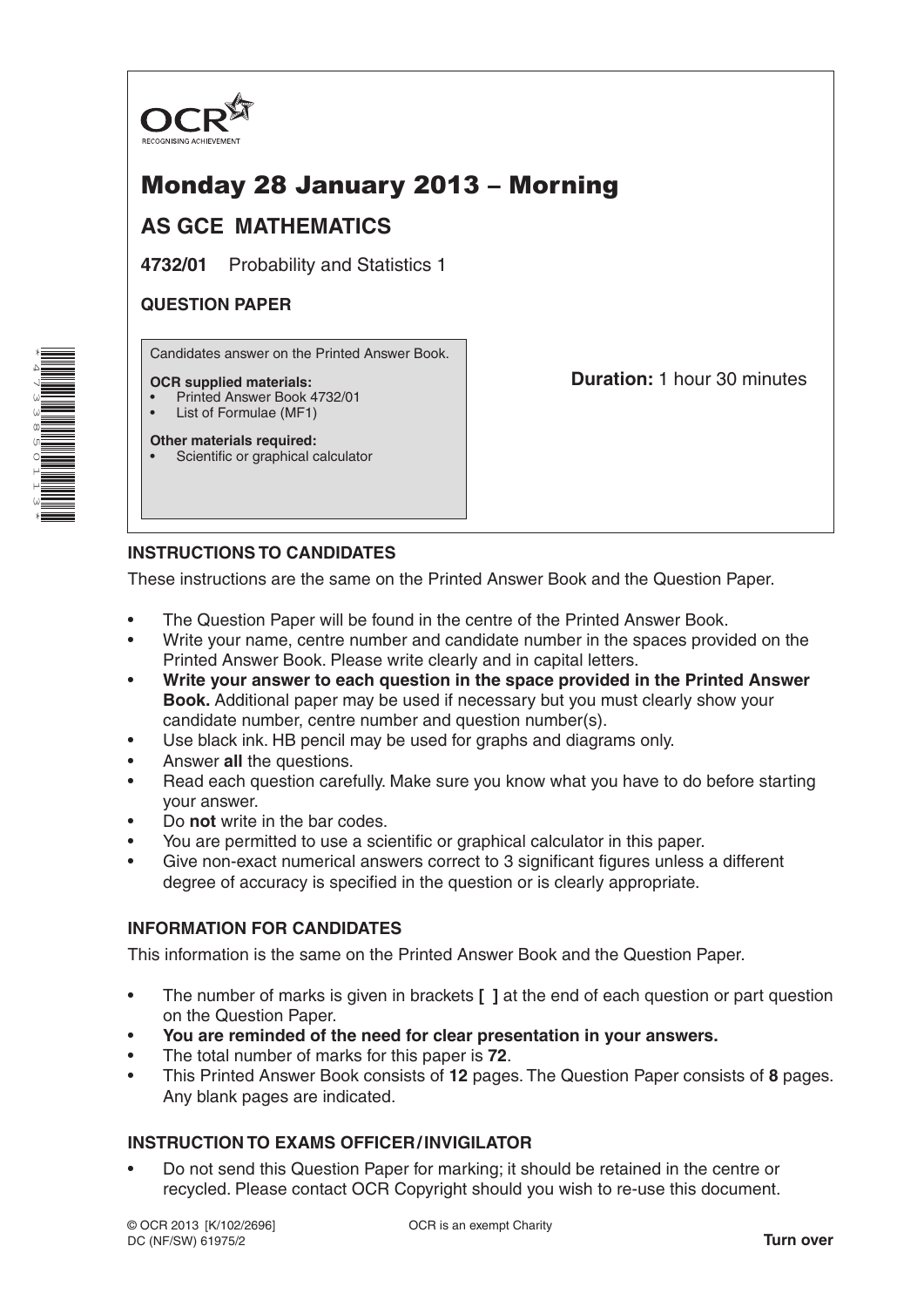OCR
RECOGNISING ACHIEVEMENT

# Monday 28 January 2013 – Morning

## AS GCE MATHEMATICS

**4732/01** Probability and Statistics 1

**QUESTION PAPER**

Candidates answer on the Printed Answer Book.

**OCR supplied materials:**
- Printed Answer Book 4732/01
- List of Formulae (MF1)

**Other materials required:**
- Scientific or graphical calculator

**Duration:** 1 hour 30 minutes

### INSTRUCTIONS TO CANDIDATES

These instructions are the same on the Printed Answer Book and the Question Paper.

- The Question Paper will be found in the centre of the Printed Answer Book.
- Write your name, centre number and candidate number in the spaces provided on the Printed Answer Book. Please write clearly and in capital letters.
- **Write your answer to each question in the space provided in the Printed Answer Book.** Additional paper may be used if necessary but you must clearly show your candidate number, centre number and question number(s).
- Use black ink. HB pencil may be used for graphs and diagrams only.
- Answer **all** the questions.
- Read each question carefully. Make sure you know what you have to do before starting your answer.
- Do **not** write in the bar codes.
- You are permitted to use a scientific or graphical calculator in this paper.
- Give non-exact numerical answers correct to 3 significant figures unless a different degree of accuracy is specified in the question or is clearly appropriate.

### INFORMATION FOR CANDIDATES

This information is the same on the Printed Answer Book and the Question Paper.

- The number of marks is given in brackets **[ ]** at the end of each question or part question on the Question Paper.
- **You are reminded of the need for clear presentation in your answers.**
- The total number of marks for this paper is **72**.
- This Printed Answer Book consists of **12** pages. The Question Paper consists of **8** pages. Any blank pages are indicated.

### INSTRUCTION TO EXAMS OFFICER / INVIGILATOR

- Do not send this Question Paper for marking; it should be retained in the centre or recycled. Please contact OCR Copyright should you wish to re-use this document.

© OCR 2013 [K/102/2696]
DC (NF/SW) 61975/2

OCR is an exempt Charity

**Turn over**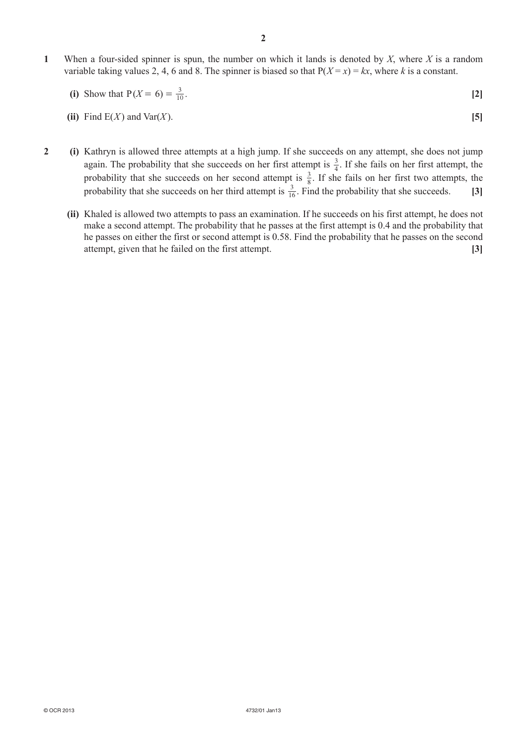**1** When a four-sided spinner is spun, the number on which it lands is denoted by $X$, where $X$ is a random variable taking values 2, 4, 6 and 8. The spinner is biased so that $P(X = x) = kx$, where $k$ is a constant.

**(i)** Show that $P(X = 6) = \frac{3}{10}$. **[2]**

**(ii)** Find $E(X)$ and $Var(X)$. **[5]**

**2** **(i)** Kathryn is allowed three attempts at a high jump. If she succeeds on any attempt, she does not jump again. The probability that she succeeds on her first attempt is $\frac{3}{4}$. If she fails on her first attempt, the probability that she succeeds on her second attempt is $\frac{3}{8}$. If she fails on her first two attempts, the probability that she succeeds on her third attempt is $\frac{3}{16}$. Find the probability that she succeeds. **[3]**

**(ii)** Khaled is allowed two attempts to pass an examination. If he succeeds on his first attempt, he does not make a second attempt. The probability that he passes at the first attempt is 0.4 and the probability that he passes on either the first or second attempt is 0.58. Find the probability that he passes on the second attempt, given that he failed on the first attempt. **[3]**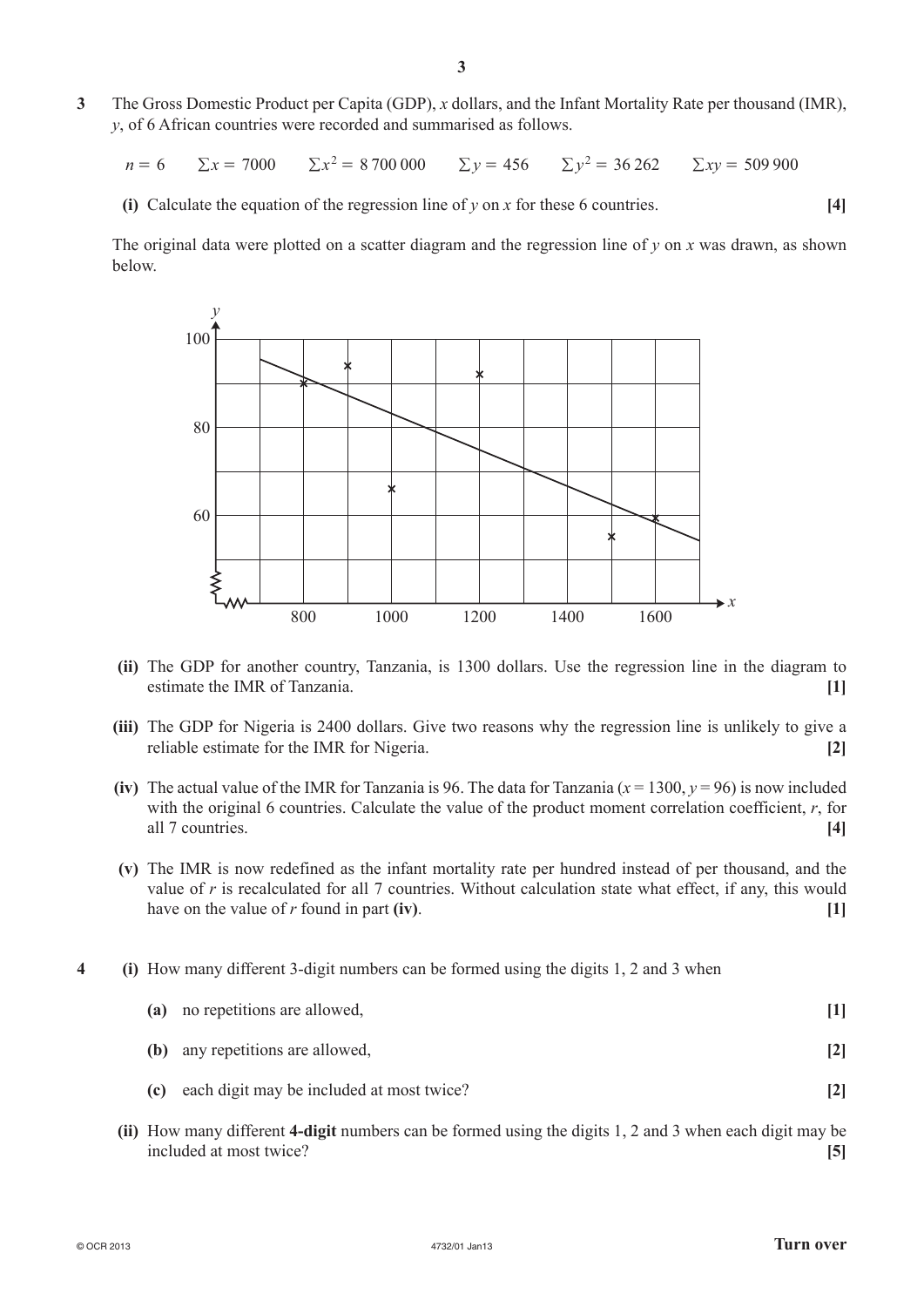**3** The Gross Domestic Product per Capita (GDP), $x$ dollars, and the Infant Mortality Rate per thousand (IMR), $y$, of 6 African countries were recorded and summarised as follows.

$$n = 6 \qquad \Sigma x = 7000 \qquad \Sigma x^2 = 8\,700\,000 \qquad \Sigma y = 456 \qquad \Sigma y^2 = 36\,262 \qquad \Sigma xy = 509\,900$$

**(i)** Calculate the equation of the regression line of $y$ on $x$ for these 6 countries. **[4]**

The original data were plotted on a scatter diagram and the regression line of $y$ on $x$ was drawn, as shown below.

**(ii)** The GDP for another country, Tanzania, is 1300 dollars. Use the regression line in the diagram to estimate the IMR of Tanzania. **[1]**

**(iii)** The GDP for Nigeria is 2400 dollars. Give two reasons why the regression line is unlikely to give a reliable estimate for the IMR for Nigeria. **[2]**

**(iv)** The actual value of the IMR for Tanzania is 96. The data for Tanzania ($x = 1300$, $y = 96$) is now included with the original 6 countries. Calculate the value of the product moment correlation coefficient, $r$, for all 7 countries. **[4]**

**(v)** The IMR is now redefined as the infant mortality rate per hundred instead of per thousand, and the value of $r$ is recalculated for all 7 countries. Without calculation state what effect, if any, this would have on the value of $r$ found in part **(iv)**. **[1]**

**4** **(i)** How many different 3-digit numbers can be formed using the digits 1, 2 and 3 when

**(a)** no repetitions are allowed, **[1]**

**(b)** any repetitions are allowed, **[2]**

**(c)** each digit may be included at most twice? **[2]**

**(ii)** How many different **4-digit** numbers can be formed using the digits 1, 2 and 3 when each digit may be included at most twice? **[5]**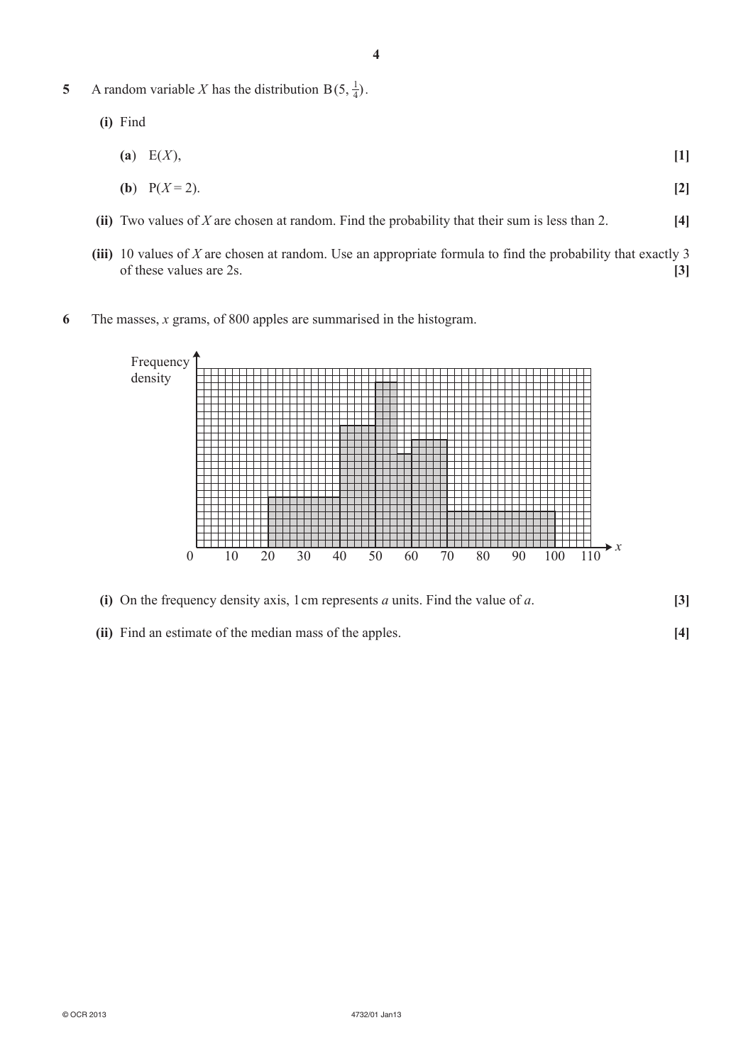**5** A random variable $X$ has the distribution $B(5, \frac{1}{4})$.

**(i)** Find

**(a)** $E(X)$, **[1]**

**(b)** $P(X = 2)$. **[2]**

**(ii)** Two values of $X$ are chosen at random. Find the probability that their sum is less than 2. **[4]**

**(iii)** 10 values of $X$ are chosen at random. Use an appropriate formula to find the probability that exactly 3 of these values are 2s. **[3]**

**6** The masses, $x$ grams, of 800 apples are summarised in the histogram.

**(i)** On the frequency density axis, 1 cm represents $a$ units. Find the value of $a$. **[3]**

**(ii)** Find an estimate of the median mass of the apples. **[4]**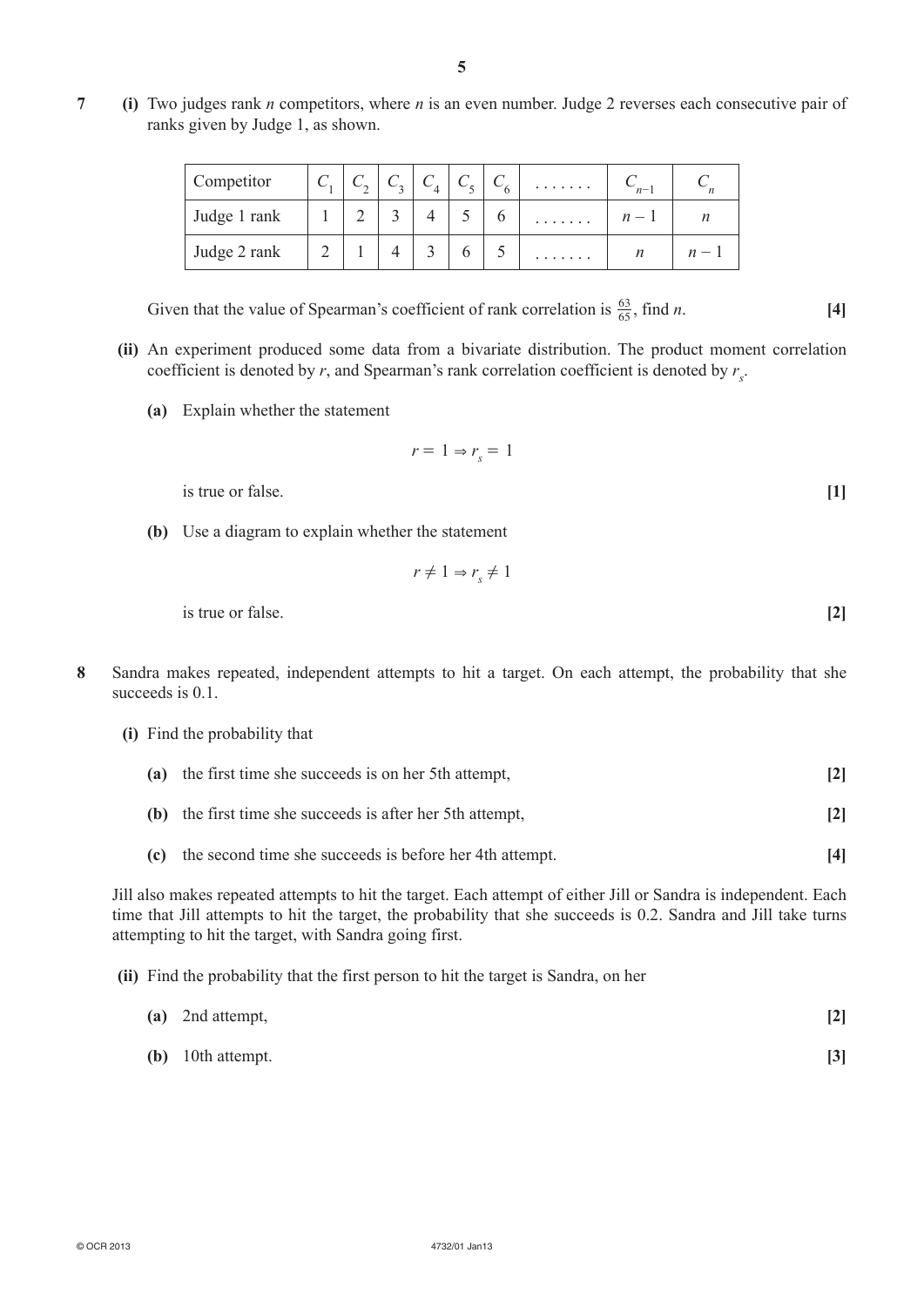**7** **(i)** Two judges rank $n$ competitors, where $n$ is an even number. Judge 2 reverses each consecutive pair of ranks given by Judge 1, as shown.

| Competitor | $C_1$ | $C_2$ | $C_3$ | $C_4$ | $C_5$ | $C_6$ | ....... | $C_{n-1}$ | $C_n$ |
|---|---|---|---|---|---|---|---|---|---|
| Judge 1 rank | 1 | 2 | 3 | 4 | 5 | 6 | ....... | $n-1$ | $n$ |
| Judge 2 rank | 2 | 1 | 4 | 3 | 6 | 5 | ....... | $n$ | $n-1$ |

Given that the value of Spearman's coefficient of rank correlation is $\frac{63}{65}$, find $n$. **[4]**

**(ii)** An experiment produced some data from a bivariate distribution. The product moment correlation coefficient is denoted by $r$, and Spearman's rank correlation coefficient is denoted by $r_s$.

**(a)** Explain whether the statement

$$r = 1 \Rightarrow r_s = 1$$

is true or false. **[1]**

**(b)** Use a diagram to explain whether the statement

$$r \neq 1 \Rightarrow r_s \neq 1$$

is true or false. **[2]**

**8** Sandra makes repeated, independent attempts to hit a target. On each attempt, the probability that she succeeds is 0.1.

**(i)** Find the probability that

**(a)** the first time she succeeds is on her 5th attempt, **[2]**

**(b)** the first time she succeeds is after her 5th attempt, **[2]**

**(c)** the second time she succeeds is before her 4th attempt. **[4]**

Jill also makes repeated attempts to hit the target. Each attempt of either Jill or Sandra is independent. Each time that Jill attempts to hit the target, the probability that she succeeds is 0.2. Sandra and Jill take turns attempting to hit the target, with Sandra going first.

**(ii)** Find the probability that the first person to hit the target is Sandra, on her

**(a)** 2nd attempt, **[2]**

**(b)** 10th attempt. **[3]**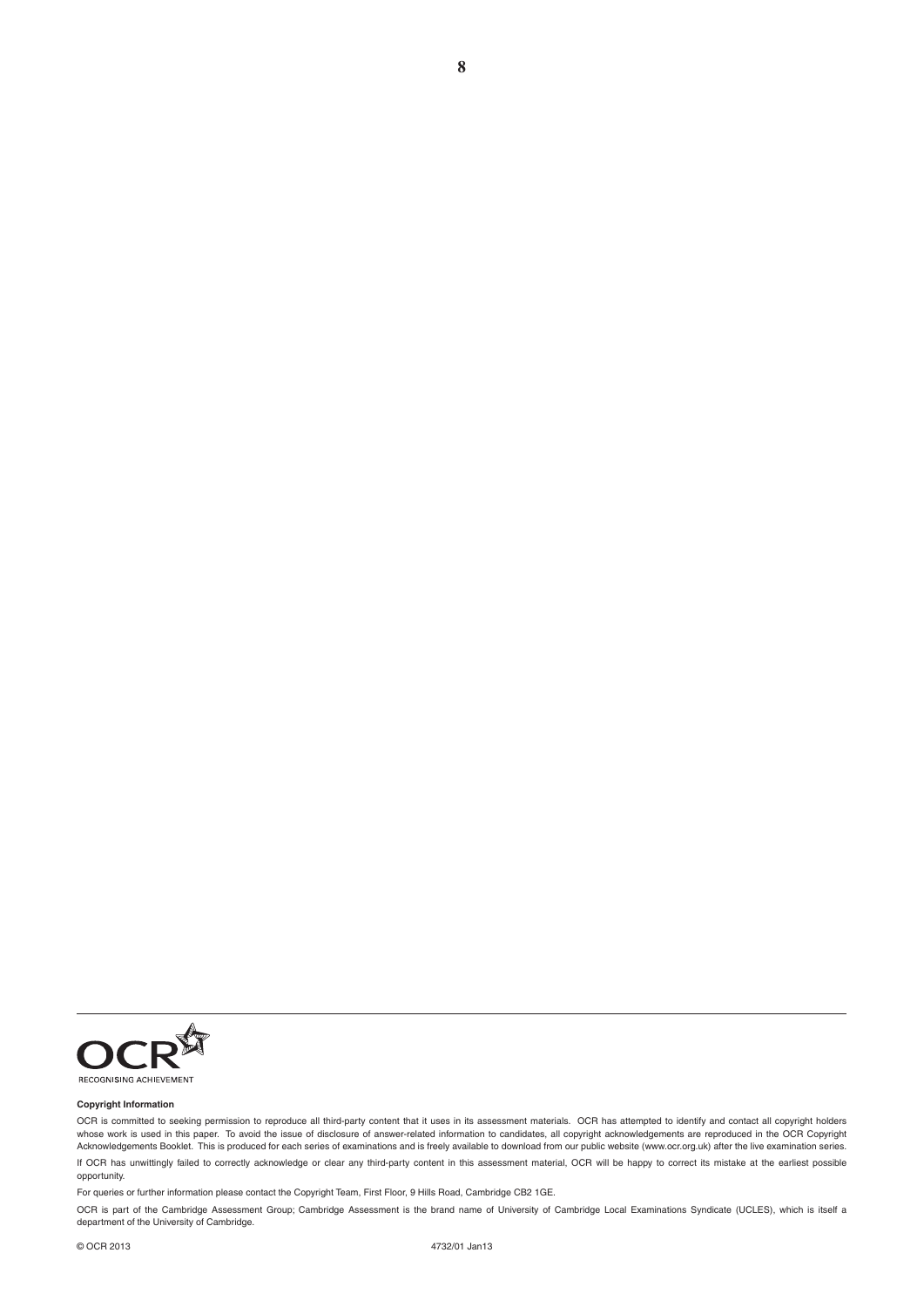OCR

RECOGNISING ACHIEVEMENT

**Copyright Information**

OCR is committed to seeking permission to reproduce all third-party content that it uses in its assessment materials. OCR has attempted to identify and contact all copyright holders whose work is used in this paper. To avoid the issue of disclosure of answer-related information to candidates, all copyright acknowledgements are reproduced in the OCR Copyright Acknowledgements Booklet. This is produced for each series of examinations and is freely available to download from our public website (www.ocr.org.uk) after the live examination series.

If OCR has unwittingly failed to correctly acknowledge or clear any third-party content in this assessment material, OCR will be happy to correct its mistake at the earliest possible opportunity.

For queries or further information please contact the Copyright Team, First Floor, 9 Hills Road, Cambridge CB2 1GE.

OCR is part of the Cambridge Assessment Group; Cambridge Assessment is the brand name of University of Cambridge Local Examinations Syndicate (UCLES), which is itself a department of the University of Cambridge.

© OCR 2013 4732/01 Jan13